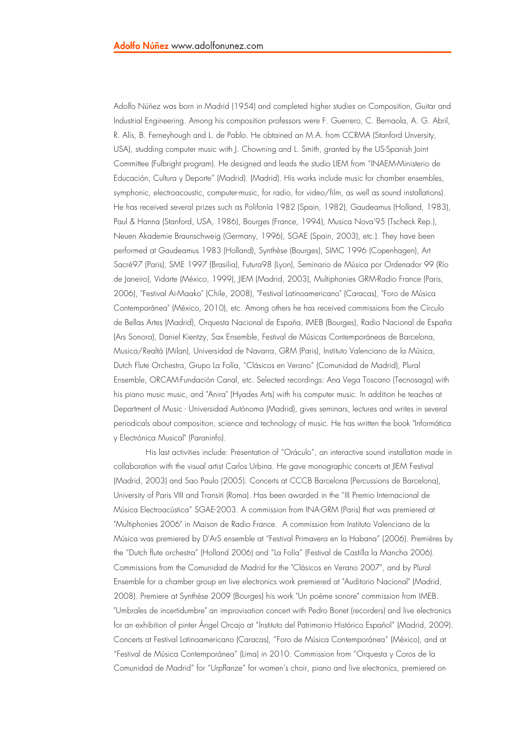Adolfo Núñez was born in Madrid (1954) and completed higher studies on Composition, Guitar and Industrial Engineering. Among his composition professors were F. Guerrero, C. Bernaola, A. G. Abril, R. Alís, B. Ferneyhough and L. de Pablo. He obtained an M.A. from CCRMA (Stanford Unversity, USA), studding computer music with J. Chowning and L. Smith, granted by the US-Spanish Joint Committee (Fulbright program). He designed and leads the studio LIEM from "INAEM-Ministerio de Educación, Cultura y Deporte" (Madrid). (Madrid). His works include music for chamber ensembles, symphonic, electroacoustic, computer-music, for radio, for video/film, as well as sound installations). He has received several prizes such as Polifonía 1982 (Spain, 1982), Gaudeamus (Holland, 1983), Paul & Hanna (Stanford, USA, 1986), Bourges (France, 1994), Musica Nova'95 (Tscheck Rep.), Neuen Akademie Braunschweig (Germany, 1996), SGAE (Spain, 2003), etc.). They have been performed at Gaudeamus 1983 (Holland), Synthèse (Bourges), SIMC 1996 (Copenhagen), Art Sacré97 (Paris), SME 1997 (Brasilia), Futura98 (Lyon), Seminario de Música por Ordenador 99 (Río de Janeiro), Vidarte (México, 1999), JIEM (Madrid, 2003), Multiphonies GRM-Radio France (Paris, 2006), "Festival Ai-Maako" (Chile, 2008), "Festival Latinoamericano" (Caracas), "Foro de Música Contemporánea" (México, 2010), etc. Among others he has received commissions from the Círculo de Bellas Artes (Madrid), Orquesta Nacional de España, IMEB (Bourges), Radio Nacional de España (Ars Sonora), Daniel Kientzy, Sax Ensemble, Festival de Músicas Contemporáneas de Barcelona, Musica/Realtá (Milan), Universidad de Navarra, GRM (Paris), Instituto Valenciano de la Música, Dutch Flute Orchestra, Grupo La Folía, "Clásicos en Verano" (Comunidad de Madrid), Plural Ensemble, ORCAM-Fundación Canal, etc. Selected recordings: Ana Vega Toscano (Tecnosaga) with his piano music music, and "Anira" (Hyades Arts) with his computer music. In addition he teaches at Department of Music - Universidad Autónoma (Madrid), gives seminars, lectures and writes in several periodicals about composition, science and technology of music. He has written the book "Informática y Electrónica Musical" (Paraninfo).

His last activities include: Presentation of "Oráculo", an interactive sound installation made in collaboration with the visual artist Carlos Urbina. He gave monographic concerts at JIEM Festival (Madrid, 2003) and Sao Paulo (2005). Concerts at CCCB Barcelona (Percussions de Barcelona), University of Paris VIII and Transiti (Roma). Has been awarded in the "III Premio Internacional de Música Electroacústica" SGAE-2003. A commission from INA-GRM (Paris) that was premiered at "Multiphonies 2006" in Maison de Radio France. A commission from Instituto Valenciano de la Música was premiered by D'ArS ensemble at "Festival Primavera en la Habana" (2006). Premières by the "Dutch flute orchestra" (Holland 2006) and "La Folía" (Festival de Castilla la Mancha 2006). Commissions from the Comunidad de Madrid for the "Clásicos en Verano 2007", and by Plural Ensemble for a chamber group en live electronics work premiered at "Auditorio Nacional" (Madrid, 2008). Premiere at Synthèse 2009 (Bourges) his work "Un poème sonore" commission from IMEB. "Umbrales de incertidumbre" an improvisation concert with Pedro Bonet (recorders) and live electronics for an exhibition of pinter Ángel Orcajo at "Instituto del Patrimonio Histórico Español" (Madrid, 2009). Concerts at Festival Latinoamericano (Caracas), "Foro de Música Contemporánea" (México), and at "Festival de Música Contemporánea" (Lima) in 2010. Commission from "Orquesta y Coros de la Comunidad de Madrid" for "Urpflanze" for women's choir, piano and live electronics, premiered on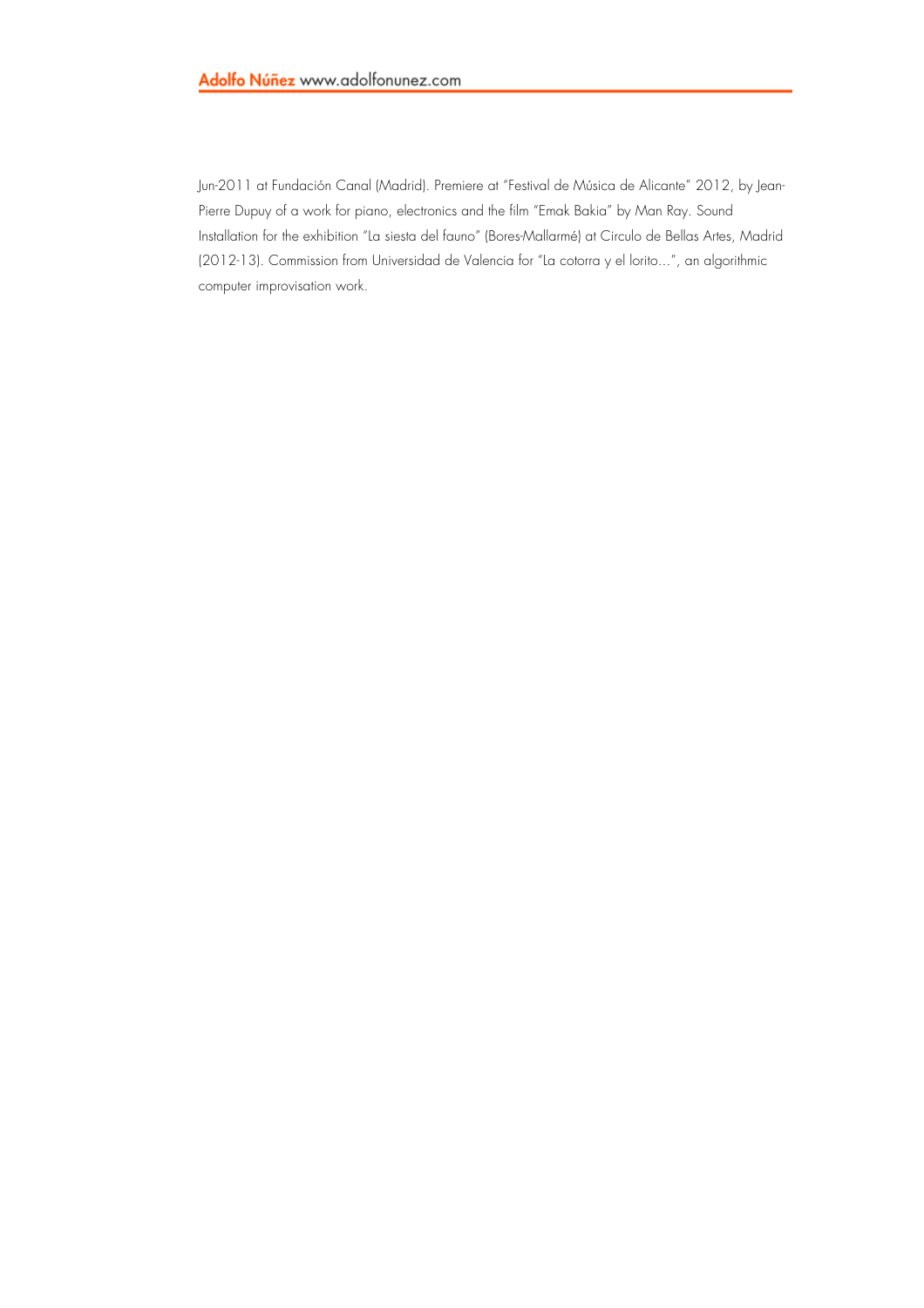Jun-2011 at Fundación Canal (Madrid). Premiere at "Festival de Música de Alicante" 2012, by Jean-Pierre Dupuy of a work for piano, electronics and the film "Emak Bakia" by Man Ray. Sound Installation for the exhibition "La siesta del fauno" (Bores-Mallarmé) at Circulo de Bellas Artes, Madrid (2012-13). Commission from Universidad de Valencia for "La cotorra y el lorito...", an algorithmic computer improvisation work.